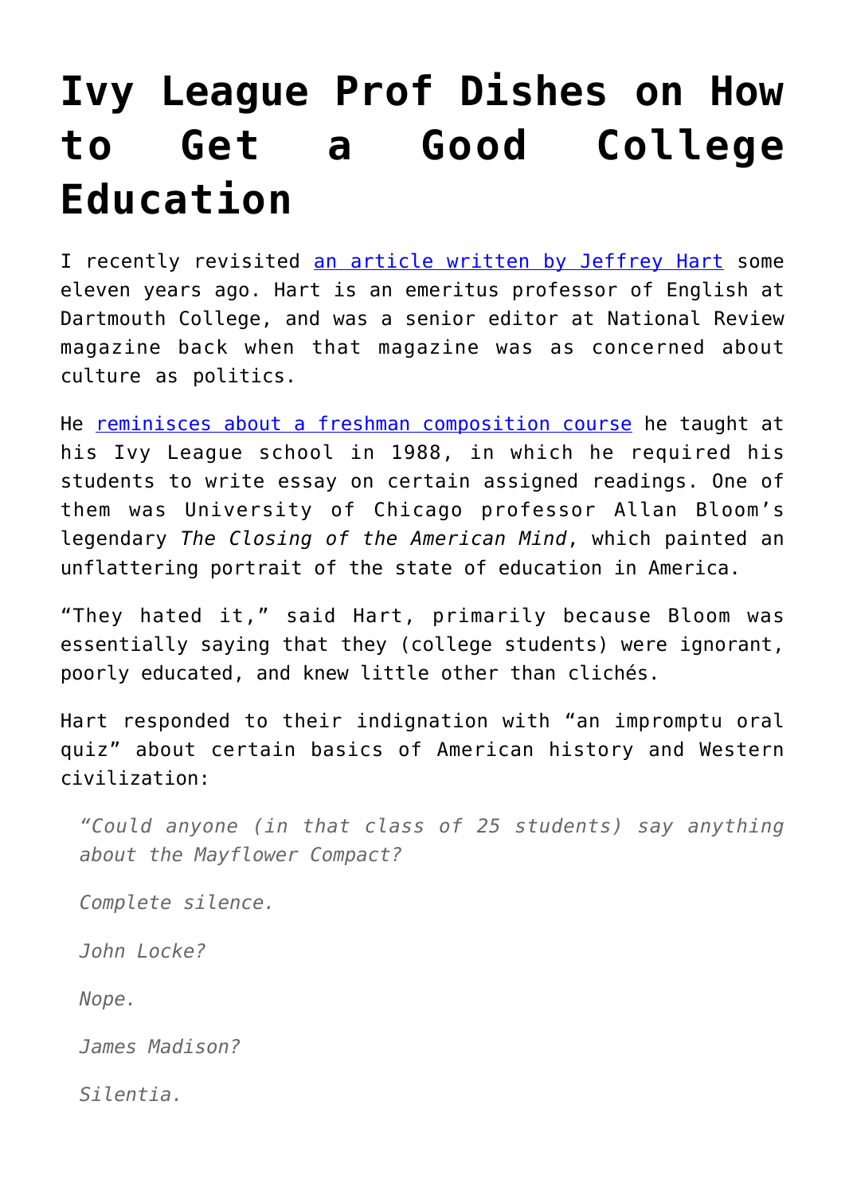# Ivy League Prof Dishes on How to Get a Good College Education

I recently revisited an article written by Jeffrey Hart some eleven years ago. Hart is an emeritus professor of English at Dartmouth College, and was a senior editor at National Review magazine back when that magazine was as concerned about culture as politics.

He reminisces about a freshman composition course he taught at his Ivy League school in 1988, in which he required his students to write essay on certain assigned readings. One of them was University of Chicago professor Allan Bloom's legendary *The Closing of the American Mind*, which painted an unflattering portrait of the state of education in America.

"They hated it," said Hart, primarily because Bloom was essentially saying that they (college students) were ignorant, poorly educated, and knew little other than clichés.

Hart responded to their indignation with "an impromptu oral quiz" about certain basics of American history and Western civilization:

> *"Could anyone (in that class of 25 students) say anything about the Mayflower Compact?*
>
> *Complete silence.*
>
> *John Locke?*
>
> *Nope.*
>
> *James Madison?*
>
> *Silentia.*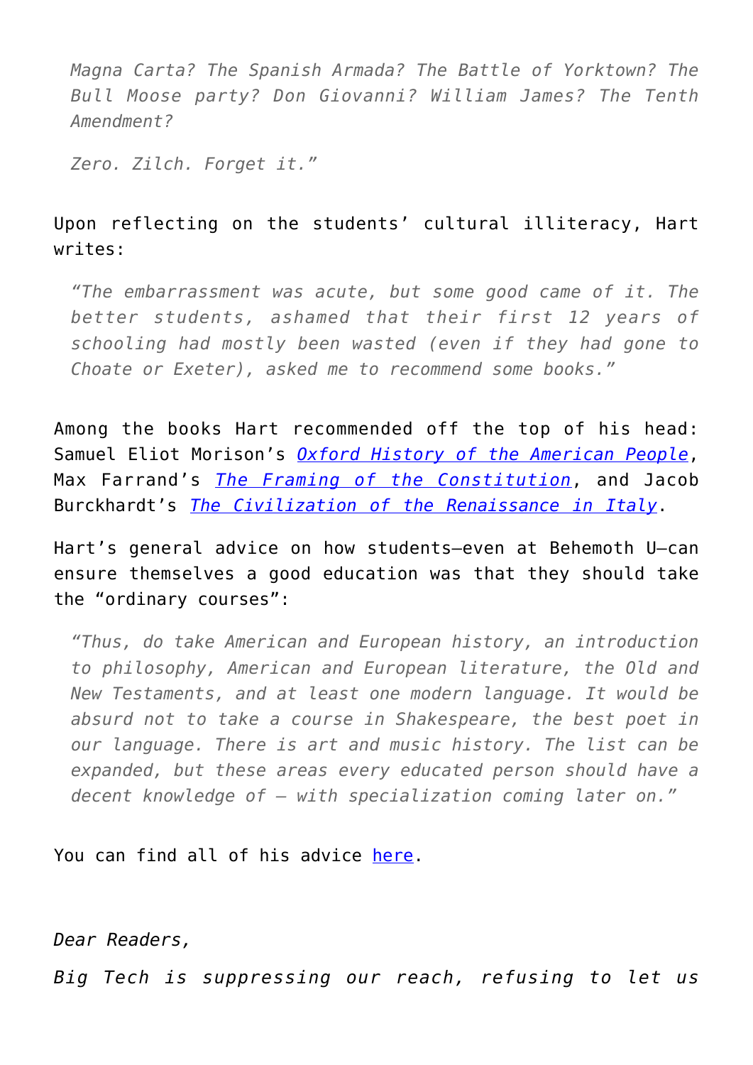> *Magna Carta? The Spanish Armada? The Battle of Yorktown? The Bull Moose party? Don Giovanni? William James? The Tenth Amendment?*
>
> *Zero. Zilch. Forget it."*

Upon reflecting on the students' cultural illiteracy, Hart writes:

> *"The embarrassment was acute, but some good came of it. The better students, ashamed that their first 12 years of schooling had mostly been wasted (even if they had gone to Choate or Exeter), asked me to recommend some books."*

Among the books Hart recommended off the top of his head: Samuel Eliot Morison's *Oxford History of the American People*, Max Farrand's *The Framing of the Constitution*, and Jacob Burckhardt's *The Civilization of the Renaissance in Italy*.

Hart's general advice on how students—even at Behemoth U—can ensure themselves a good education was that they should take the "ordinary courses":

> *"Thus, do take American and European history, an introduction to philosophy, American and European literature, the Old and New Testaments, and at least one modern language. It would be absurd not to take a course in Shakespeare, the best poet in our language. There is art and music history. The list can be expanded, but these areas every educated person should have a decent knowledge of – with specialization coming later on."*

You can find all of his advice here.

*Dear Readers,*

*Big Tech is suppressing our reach, refusing to let us*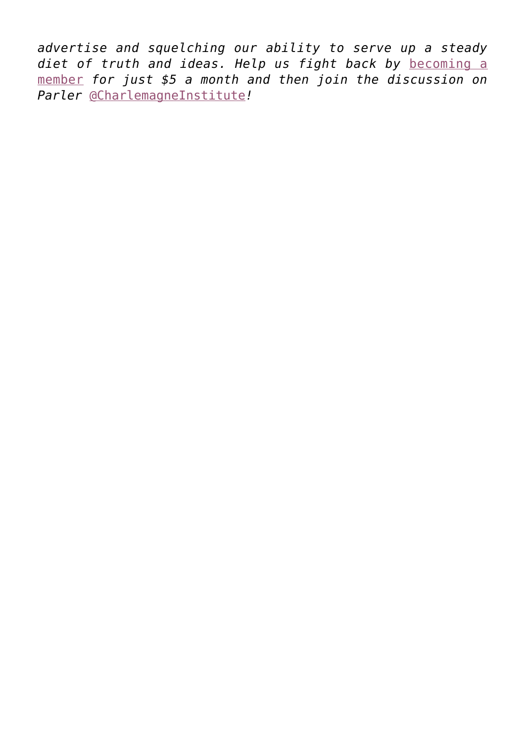*advertise and squelching our ability to serve up a steady diet of truth and ideas. Help us fight back by [becoming a member] for just $5 a month and then join the discussion on Parler [@CharlemagneInstitute]!*